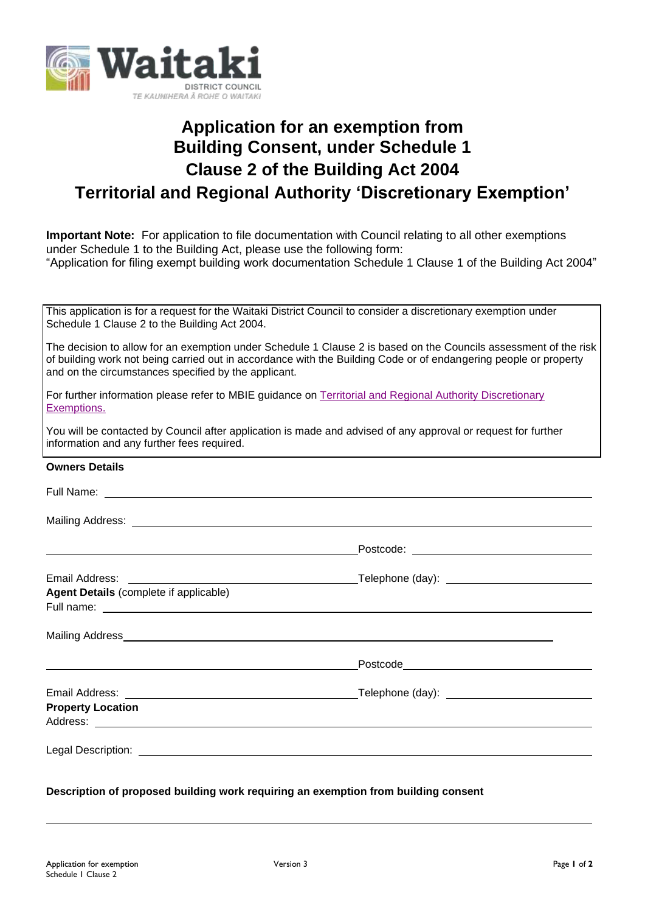# Application for an exemption from Building Consent, under Schedule 1 Clause 2 of the Building Act 2004

## Territorial and Regional Authority 'Discretionary Exemption'

**Important Note:** For application to file documentation with Council relating to all other exemptions under Schedule 1 to the Building Act, please use the following form:
"Application for filing exempt building work documentation Schedule 1 Clause 1 of the Building Act 2004"

This application is for a request for the Waitaki District Council to consider a discretionary exemption under Schedule 1 Clause 2 to the Building Act 2004.

The decision to allow for an exemption under Schedule 1 Clause 2 is based on the Councils assessment of the risk of building work not being carried out in accordance with the Building Code or of endangering people or property and on the circumstances specified by the applicant.

For further information please refer to MBIE guidance on Territorial and Regional Authority Discretionary Exemptions.

You will be contacted by Council after application is made and advised of any approval or request for further information and any further fees required.

**Owners Details**

Full Name: ______________________________

Mailing Address: ______________________________

______________________________ Postcode: ______________

Email Address: ______________________________ Telephone (day): ______________

**Agent Details** (complete if applicable)

Full name: ______________________________

Mailing Address ______________________________

______________________________ Postcode ______________

Email Address: ______________________________ Telephone (day): ______________

**Property Location**

Address: ______________________________

Legal Description: ______________________________

**Description of proposed building work requiring an exemption from building consent**

______________________________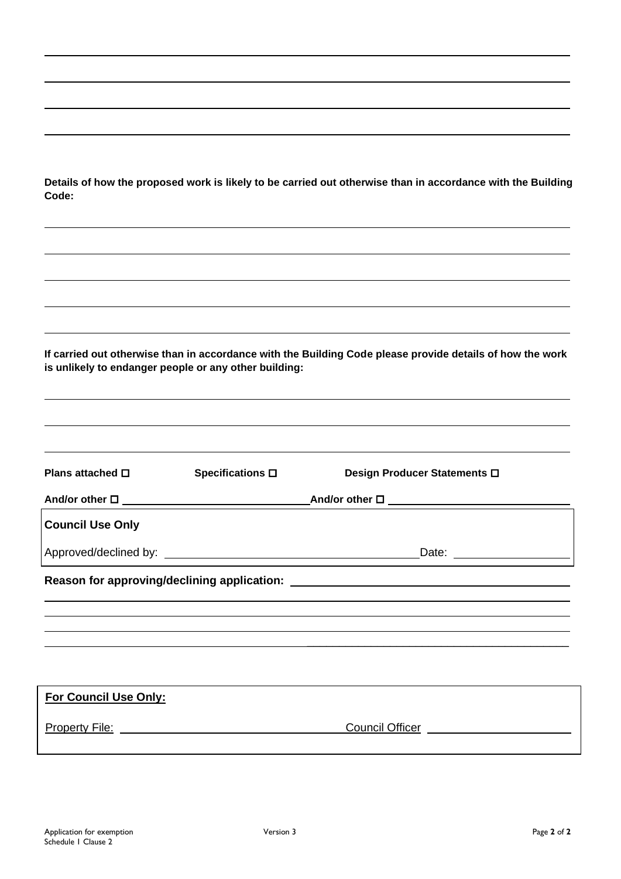**Details of how the proposed work is likely to be carried out otherwise than in accordance with the Building Code:**

**If carried out otherwise than in accordance with the Building Code please provide details of how the work is unlikely to endanger people or any other building:**

**Plans attached ☐** **Specifications ☐** **Design Producer Statements ☐**

**And/or other ☐** ______________________________ **And/or other ☐** ______________________________

**Council Use Only**

Approved/declined by: ______________________________ Date: ______________

**Reason for approving/declining application:** ______________________________

**For Council Use Only:**

Property File: ______________________________ Council Officer ______________________________